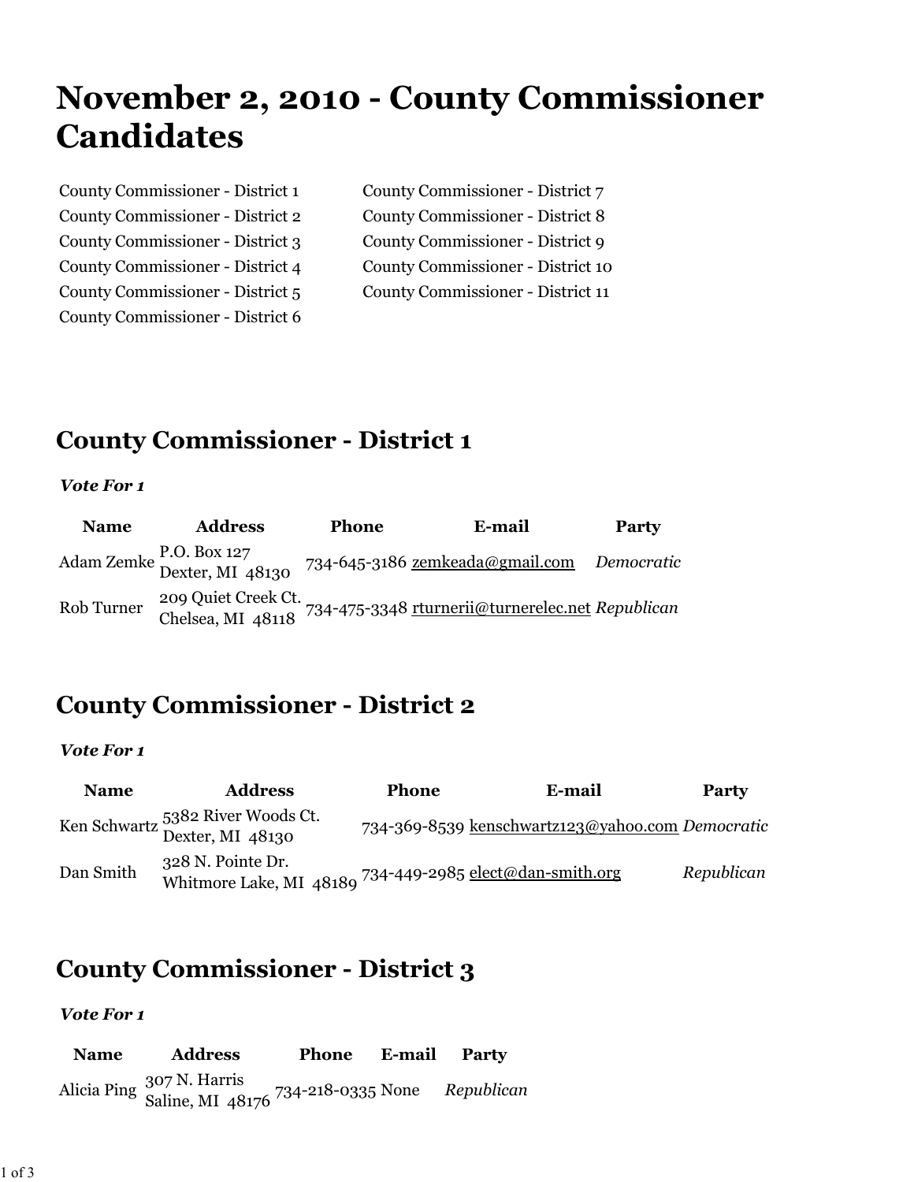# November 2, 2010 - County Commissioner Candidates

- County Commissioner - District 1
- County Commissioner - District 2
- County Commissioner - District 3
- County Commissioner - District 4
- County Commissioner - District 5
- County Commissioner - District 6
- County Commissioner - District 7
- County Commissioner - District 8
- County Commissioner - District 9
- County Commissioner - District 10
- County Commissioner - District 11

## County Commissioner - District 1

***Vote For 1***

| Name | Address | Phone | E-mail | Party |
|---|---|---|---|---|
| Adam Zemke | P.O. Box 127<br>Dexter, MI 48130 | 734-645-3186 | zemkeada@gmail.com | *Democratic* |
| Rob Turner | 209 Quiet Creek Ct.<br>Chelsea, MI 48118 | 734-475-3348 | rturnerii@turnerelec.net | *Republican* |

## County Commissioner - District 2

***Vote For 1***

| Name | Address | Phone | E-mail | Party |
|---|---|---|---|---|
| Ken Schwartz | 5382 River Woods Ct.<br>Dexter, MI 48130 | 734-369-8539 | kenschwartz123@yahoo.com | *Democratic* |
| Dan Smith | 328 N. Pointe Dr.<br>Whitmore Lake, MI 48189 | 734-449-2985 | elect@dan-smith.org | *Republican* |

## County Commissioner - District 3

***Vote For 1***

| Name | Address | Phone | E-mail | Party |
|---|---|---|---|---|
| Alicia Ping | 307 N. Harris<br>Saline, MI 48176 | 734-218-0335 | None | *Republican* |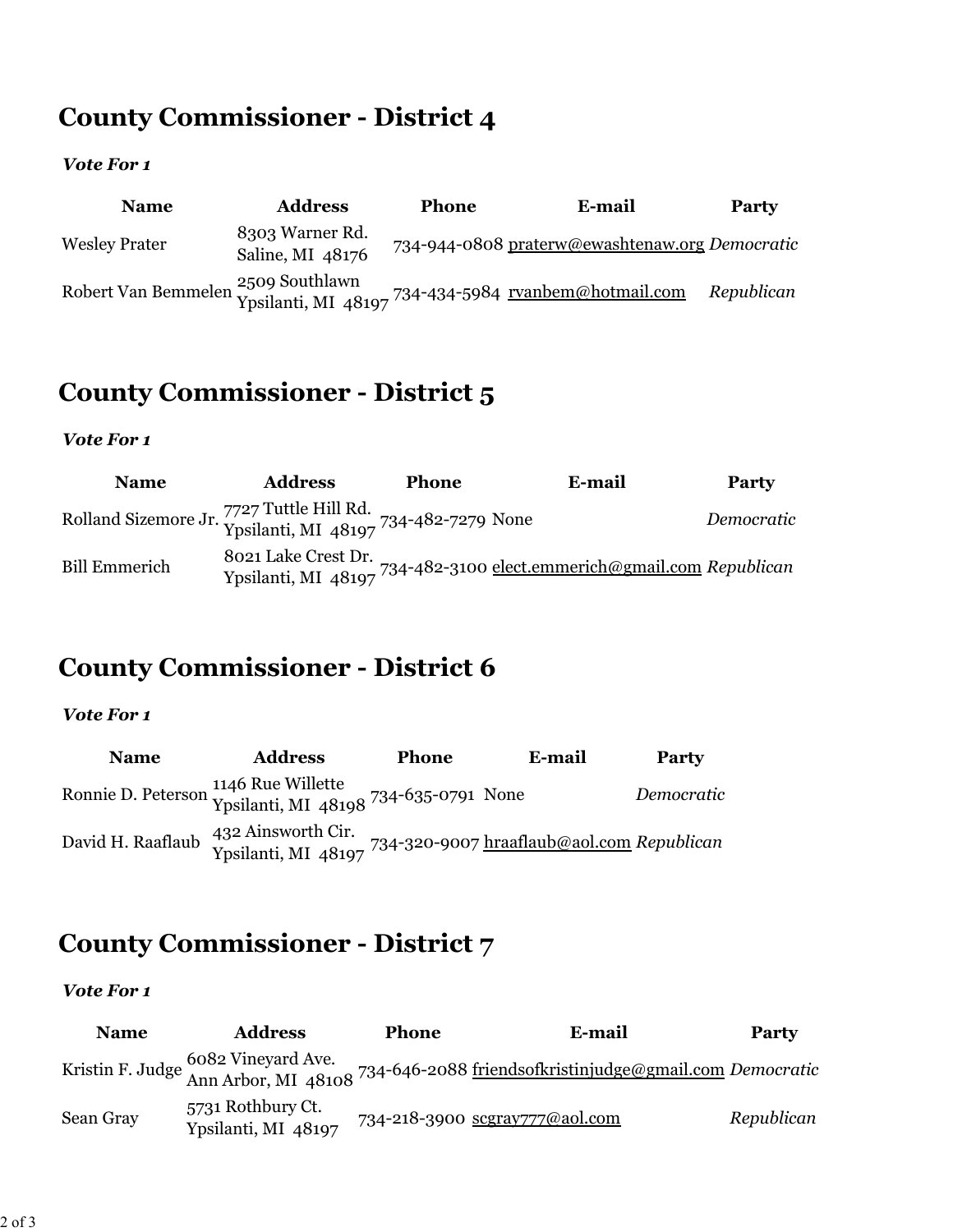## County Commissioner - District 4

***Vote For 1***

| Name | Address | Phone | E-mail | Party |
| --- | --- | --- | --- | --- |
| Wesley Prater | 8303 Warner Rd. Saline, MI 48176 | 734-944-0808 | prater​w@ewashtenaw.org | *Democratic* |
| Robert Van Bemmelen | 2509 Southlawn Ypsilanti, MI 48197 | 734-434-5984 | rvanbem@hotmail.com | *Republican* |

## County Commissioner - District 5

***Vote For 1***

| Name | Address | Phone | E-mail | Party |
| --- | --- | --- | --- | --- |
| Rolland Sizemore Jr. | 7727 Tuttle Hill Rd. Ypsilanti, MI 48197 | 734-482-7279 | None | *Democratic* |
| Bill Emmerich | 8021 Lake Crest Dr. Ypsilanti, MI 48197 | 734-482-3100 | elect.emmerich@gmail.com | *Republican* |

## County Commissioner - District 6

***Vote For 1***

| Name | Address | Phone | E-mail | Party |
| --- | --- | --- | --- | --- |
| Ronnie D. Peterson | 1146 Rue Willette Ypsilanti, MI 48198 | 734-635-0791 | None | *Democratic* |
| David H. Raaflaub | 432 Ainsworth Cir. Ypsilanti, MI 48197 | 734-320-9007 | hraaflaub@aol.com | *Republican* |

## County Commissioner - District 7

***Vote For 1***

| Name | Address | Phone | E-mail | Party |
| --- | --- | --- | --- | --- |
| Kristin F. Judge | 6082 Vineyard Ave. Ann Arbor, MI 48108 | 734-646-2088 | friendsofkristinjudge@gmail.com | *Democratic* |
| Sean Gray | 5731 Rothbury Ct. Ypsilanti, MI 48197 | 734-218-3900 | scgray777@aol.com | *Republican* |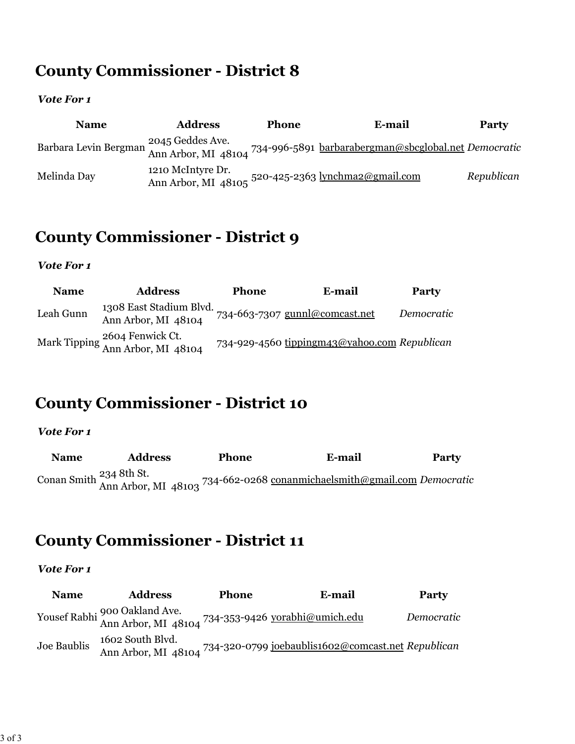## County Commissioner - District 8

***Vote For 1***

| Name | Address | Phone | E-mail | Party |
|---|---|---|---|---|
| Barbara Levin Bergman | 2045 Geddes Ave. Ann Arbor, MI 48104 | 734-996-5891 | barbarabergman@sbcglobal.net | *Democratic* |
| Melinda Day | 1210 McIntyre Dr. Ann Arbor, MI 48105 | 520-425-2363 | lynchma2@gmail.com | *Republican* |

## County Commissioner - District 9

***Vote For 1***

| Name | Address | Phone | E-mail | Party |
|---|---|---|---|---|
| Leah Gunn | 1308 East Stadium Blvd. Ann Arbor, MI 48104 | 734-663-7307 | gunnl@comcast.net | *Democratic* |
| Mark Tipping | 2604 Fenwick Ct. Ann Arbor, MI 48104 | 734-929-4560 | tippingm43@yahoo.com | *Republican* |

## County Commissioner - District 10

***Vote For 1***

| Name | Address | Phone | E-mail | Party |
|---|---|---|---|---|
| Conan Smith | 234 8th St. Ann Arbor, MI 48103 | 734-662-0268 | conanmichaelsmith@gmail.com | *Democratic* |

## County Commissioner - District 11

***Vote For 1***

| Name | Address | Phone | E-mail | Party |
|---|---|---|---|---|
| Yousef Rabhi | 900 Oakland Ave. Ann Arbor, MI 48104 | 734-353-9426 | yorabhi@umich.edu | *Democratic* |
| Joe Baublis | 1602 South Blvd. Ann Arbor, MI 48104 | 734-320-0799 | joebaublis1602@comcast.net | *Republican* |